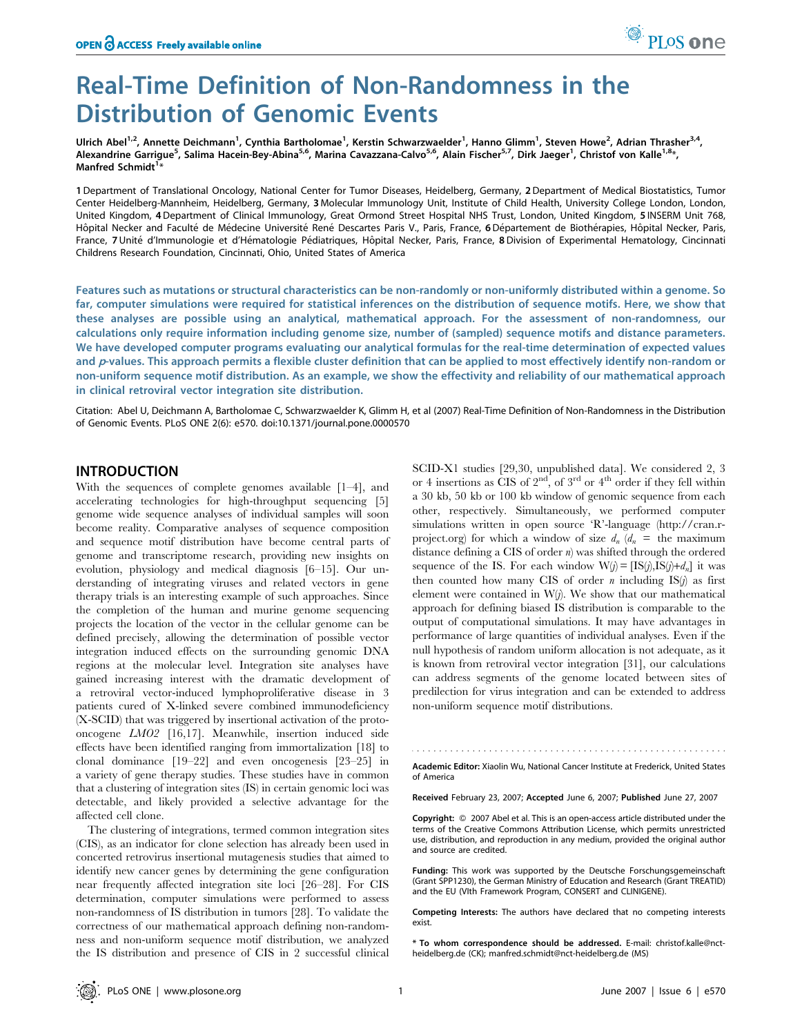# Real-Time Definition of Non-Randomness in the Distribution of Genomic Events

Ulrich Abel[1,2], Annette Deichmann[1], Cynthia Bartholomae[1], Kerstin Schwarzwaelder[1], Hanno Glimm[1], Steven Howe[2], Adrian Thrasher[3,4], Alexandrine Garrigue[5], Salima Hacein-Bey-Abina[5,6], Marina Cavazzana-Calvo[5,6], Alain Fischer[5,7], Dirk Jaeger[1], Christof von Kalle[1,8]*, Manfred Schmidt[1]*

**1** Department of Translational Oncology, National Center for Tumor Diseases, Heidelberg, Germany, **2** Department of Medical Biostatistics, Tumor Center Heidelberg-Mannheim, Heidelberg, Germany, **3** Molecular Immunology Unit, Institute of Child Health, University College London, London, United Kingdom, **4** Department of Clinical Immunology, Great Ormond Street Hospital NHS Trust, London, United Kingdom, **5** INSERM Unit 768, Hôpital Necker and Faculté de Médecine Université René Descartes Paris V., Paris, France, **6** Département de Biothérapies, Hôpital Necker, Paris, France, **7** Unité d'Immunologie et d'Hématologie Pédiatriques, Hôpital Necker, Paris, France, **8** Division of Experimental Hematology, Cincinnati Childrens Research Foundation, Cincinnati, Ohio, United States of America

**Features such as mutations or structural characteristics can be non-randomly or non-uniformly distributed within a genome. So far, computer simulations were required for statistical inferences on the distribution of sequence motifs. Here, we show that these analyses are possible using an analytical, mathematical approach. For the assessment of non-randomness, our calculations only require information including genome size, number of (sampled) sequence motifs and distance parameters. We have developed computer programs evaluating our analytical formulas for the real-time determination of expected values and *p*-values. This approach permits a flexible cluster definition that can be applied to most effectively identify non-random or non-uniform sequence motif distribution. As an example, we show the effectivity and reliability of our mathematical approach in clinical retroviral vector integration site distribution.**

Citation: Abel U, Deichmann A, Bartholomae C, Schwarzwaelder K, Glimm H, et al (2007) Real-Time Definition of Non-Randomness in the Distribution of Genomic Events. PLoS ONE 2(6): e570. doi:10.1371/journal.pone.0000570

## INTRODUCTION

With the sequences of complete genomes available [1–4], and accelerating technologies for high-throughput sequencing [5] genome wide sequence analyses of individual samples will soon become reality. Comparative analyses of sequence composition and sequence motif distribution have become central parts of genome and transcriptome research, providing new insights on evolution, physiology and medical diagnosis [6–15]. Our understanding of integrating viruses and related vectors in gene therapy trials is an interesting example of such approaches. Since the completion of the human and murine genome sequencing projects the location of the vector in the cellular genome can be defined precisely, allowing the determination of possible vector integration induced effects on the surrounding genomic DNA regions at the molecular level. Integration site analyses have gained increasing interest with the dramatic development of a retroviral vector-induced lymphoproliferative disease in 3 patients cured of X-linked severe combined immunodeficiency (X-SCID) that was triggered by insertional activation of the proto-oncogene *LMO2* [16,17]. Meanwhile, insertion induced side effects have been identified ranging from immortalization [18] to clonal dominance [19–22] and even oncogenesis [23–25] in a variety of gene therapy studies. These studies have in common that a clustering of integration sites (IS) in certain genomic loci was detectable, and likely provided a selective advantage for the affected cell clone.

The clustering of integrations, termed common integration sites (CIS), as an indicator for clone selection has already been used in concerted retrovirus insertional mutagenesis studies that aimed to identify new cancer genes by determining the gene configuration near frequently affected integration site loci [26–28]. For CIS determination, computer simulations were performed to assess non-randomness of IS distribution in tumors [28]. To validate the correctness of our mathematical approach defining non-randomness and non-uniform sequence motif distribution, we analyzed the IS distribution and presence of CIS in 2 successful clinical SCID-X1 studies [29,30, unpublished data]. We considered 2, 3 or 4 insertions as CIS of $2^{nd}$, of $3^{rd}$ or $4^{th}$ order if they fell within a 30 kb, 50 kb or 100 kb window of genomic sequence from each other, respectively. Simultaneously, we performed computer simulations written in open source 'R'-language (http://cran.r-project.org) for which a window of size $d_n$ ($d_n$ = the maximum distance defining a CIS of order $n$) was shifted through the ordered sequence of the IS. For each window $W(j) = [IS(j), IS(j)+d_n]$ it was then counted how many CIS of order $n$ including $IS(j)$ as first element were contained in $W(j)$. We show that our mathematical approach for defining biased IS distribution is comparable to the output of computational simulations. It may have advantages in performance of large quantities of individual analyses. Even if the null hypothesis of random uniform allocation is not adequate, as it is known from retroviral vector integration [31], our calculations can address segments of the genome located between sites of predilection for virus integration and can be extended to address non-uniform sequence motif distributions.

Academic Editor: Xiaolin Wu, National Cancer Institute at Frederick, United States of America

Received February 23, 2007; Accepted June 6, 2007; Published June 27, 2007

Copyright: © 2007 Abel et al. This is an open-access article distributed under the terms of the Creative Commons Attribution License, which permits unrestricted use, distribution, and reproduction in any medium, provided the original author and source are credited.

Funding: This work was supported by the Deutsche Forschungsgemeinschaft (Grant SPP1230), the German Ministry of Education and Research (Grant TREATID) and the EU (VIth Framework Program, CONSERT and CLINIGENE).

Competing Interests: The authors have declared that no competing interests exist.

\* To whom correspondence should be addressed. E-mail: christof.kalle@nct-heidelberg.de (CK); manfred.schmidt@nct-heidelberg.de (MS)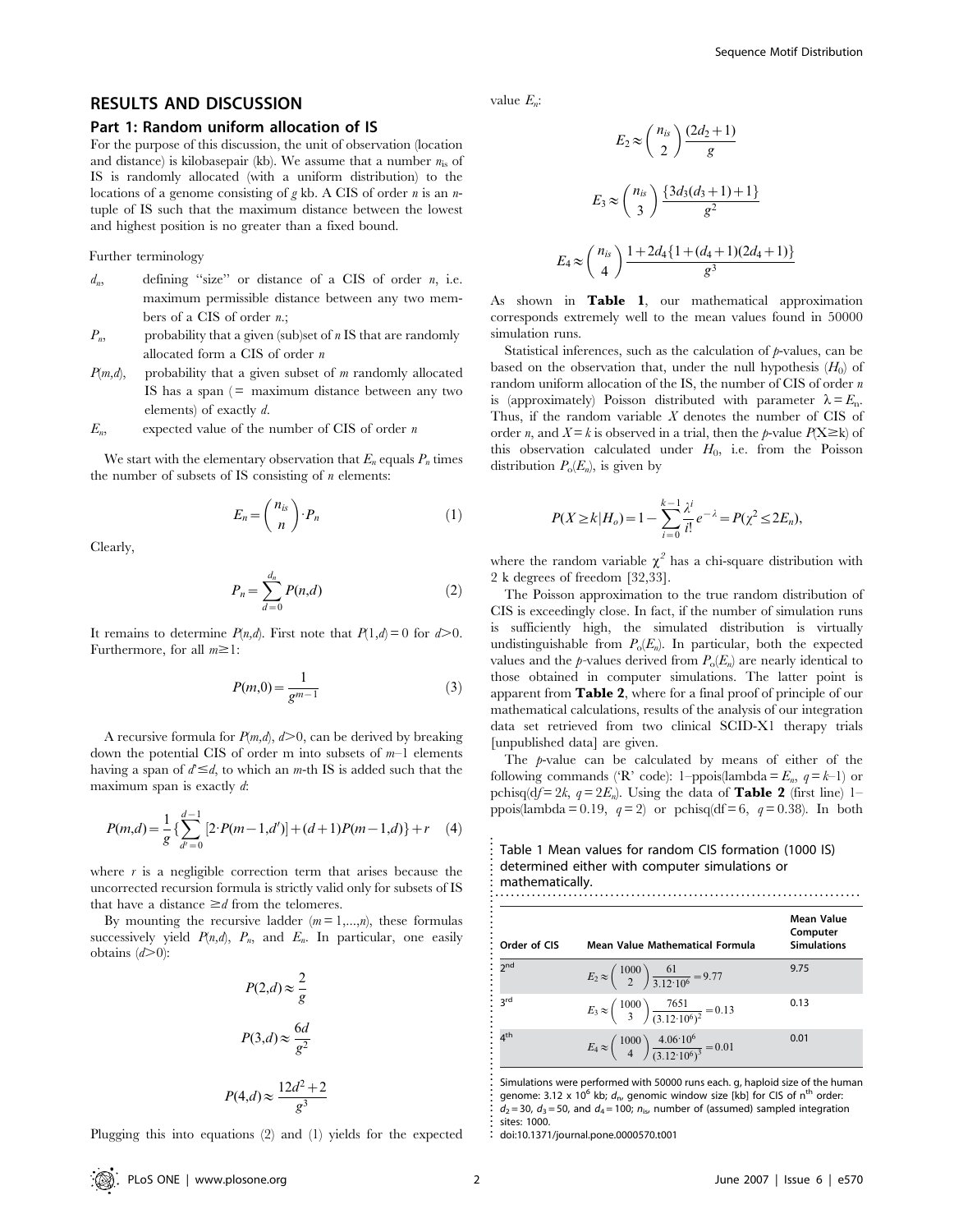## RESULTS AND DISCUSSION

### Part 1: Random uniform allocation of IS

For the purpose of this discussion, the unit of observation (location and distance) is kilobasepair (kb). We assume that a number $n_{is}$ of IS is randomly allocated (with a uniform distribution) to the locations of a genome consisting of $g$ kb. A CIS of order $n$ is an $n$-tuple of IS such that the maximum distance between the lowest and highest position is no greater than a fixed bound.

Further terminology

- $d_n$, defining "size" or distance of a CIS of order $n$, i.e. maximum permissible distance between any two members of a CIS of order $n$.;
- $P_n$, probability that a given (sub)set of $n$ IS that are randomly allocated form a CIS of order $n$
- $P(m,d)$, probability that a given subset of $m$ randomly allocated IS has a span (= maximum distance between any two elements) of exactly $d$.
- $E_n$, expected value of the number of CIS of order $n$

We start with the elementary observation that $E_n$ equals $P_n$ times the number of subsets of IS consisting of $n$ elements:

$$E_n = \binom{n_{is}}{n} \cdot P_n \tag{1}$$

Clearly,

$$P_n = \sum_{d=0}^{d_n} P(n,d) \tag{2}$$

It remains to determine $P(n,d)$. First note that $P(1,d) = 0$ for $d>0$. Furthermore, for all $m \geq 1$:

$$P(m,0) = \frac{1}{g^{m-1}} \tag{3}$$

A recursive formula for $P(m,d)$, $d>0$, can be derived by breaking down the potential CIS of order m into subsets of $m-1$ elements having a span of $d' \leq d$, to which an $m$-th IS is added such that the maximum span is exactly $d$:

$$P(m,d) = \frac{1}{g}\left\{\sum_{d'=0}^{d-1}\left[2 \cdot P(m-1,d')\right] + (d+1)P(m-1,d)\right\} + r \tag{4}$$

where $r$ is a negligible correction term that arises because the uncorrected recursion formula is strictly valid only for subsets of IS that have a distance $\geq d$ from the telomeres.

By mounting the recursive ladder ($m = 1,\ldots,n$), these formulas successively yield $P(n,d)$, $P_n$, and $E_n$. In particular, one easily obtains ($d>0$):

$$P(2,d) \approx \frac{2}{g}$$

$$P(3,d) \approx \frac{6d}{g^2}$$

$$P(4,d) \approx \frac{12d^2+2}{g^3}$$

Plugging this into equations (2) and (1) yields for the expected value $E_n$:

$$E_2 \approx \binom{n_{is}}{2}\frac{(2d_2+1)}{g}$$

$$E_3 \approx \binom{n_{is}}{3}\frac{\{3d_3(d_3+1)+1\}}{g^2}$$

$$E_4 \approx \binom{n_{is}}{4}\frac{1+2d_4\{1+(d_4+1)(2d_4+1)\}}{g^3}$$

As shown in **Table 1**, our mathematical approximation corresponds extremely well to the mean values found in 50000 simulation runs.

Statistical inferences, such as the calculation of $p$-values, can be based on the observation that, under the null hypothesis ($H_0$) of random uniform allocation of the IS, the number of CIS of order $n$ is (approximately) Poisson distributed with parameter $\lambda = E_n$. Thus, if the random variable $X$ denotes the number of CIS of order $n$, and $X = k$ is observed in a trial, then the $p$-value $P(X \geq k)$ of this observation calculated under $H_0$, i.e. from the Poisson distribution $P_o(E_n)$, is given by

$$P(X \geq k | H_o) = 1 - \sum_{i=0}^{k-1}\frac{\lambda^i}{i!}e^{-\lambda} = P(\chi^2 \leq 2E_n),$$

where the random variable $\chi^2$ has a chi-square distribution with 2 k degrees of freedom [32,33].

The Poisson approximation to the true random distribution of CIS is exceedingly close. In fact, if the number of simulation runs is sufficiently high, the simulated distribution is virtually undistinguishable from $P_o(E_n)$. In particular, both the expected values and the $p$-values derived from $P_o(E_n)$ are nearly identical to those obtained in computer simulations. The latter point is apparent from **Table 2**, where for a final proof of principle of our mathematical calculations, results of the analysis of our integration data set retrieved from two clinical SCID-X1 therapy trials [unpublished data] are given.

The $p$-value can be calculated by means of either of the following commands ('R' code): 1–ppois(lambda = $E_n$, $q = k-1$) or pchisq(df = $2k$, $q = 2E_n$). Using the data of **Table 2** (first line) 1–ppois(lambda = 0.19, $q = 2$) or pchisq(df = 6, $q = 0.38$). In both

Table 1 Mean values for random CIS formation (1000 IS) determined either with computer simulations or mathematically.

| Order of CIS | Mean Value Mathematical Formula | Mean Value Computer Simulations |
|---|---|---|
| 2nd | $E_2 \approx \binom{1000}{2}\frac{61}{3.12 \cdot 10^6} = 9.77$ | 9.75 |
| 3rd | $E_3 \approx \binom{1000}{3}\frac{7651}{(3.12 \cdot 10^6)^2} = 0.13$ | 0.13 |
| 4th | $E_4 \approx \binom{1000}{4}\frac{4.06 \cdot 10^6}{(3.12 \cdot 10^6)^3} = 0.01$ | 0.01 |

Simulations were performed with 50000 runs each. g, haploid size of the human genome: 3.12 x $10^6$ kb; $d_n$, genomic window size [kb] for CIS of $n^{th}$ order: $d_2 = 30$, $d_3 = 50$, and $d_4 = 100$; $n_{is}$, number of (assumed) sampled integration sites: 1000.

doi:10.1371/journal.pone.0000570.t001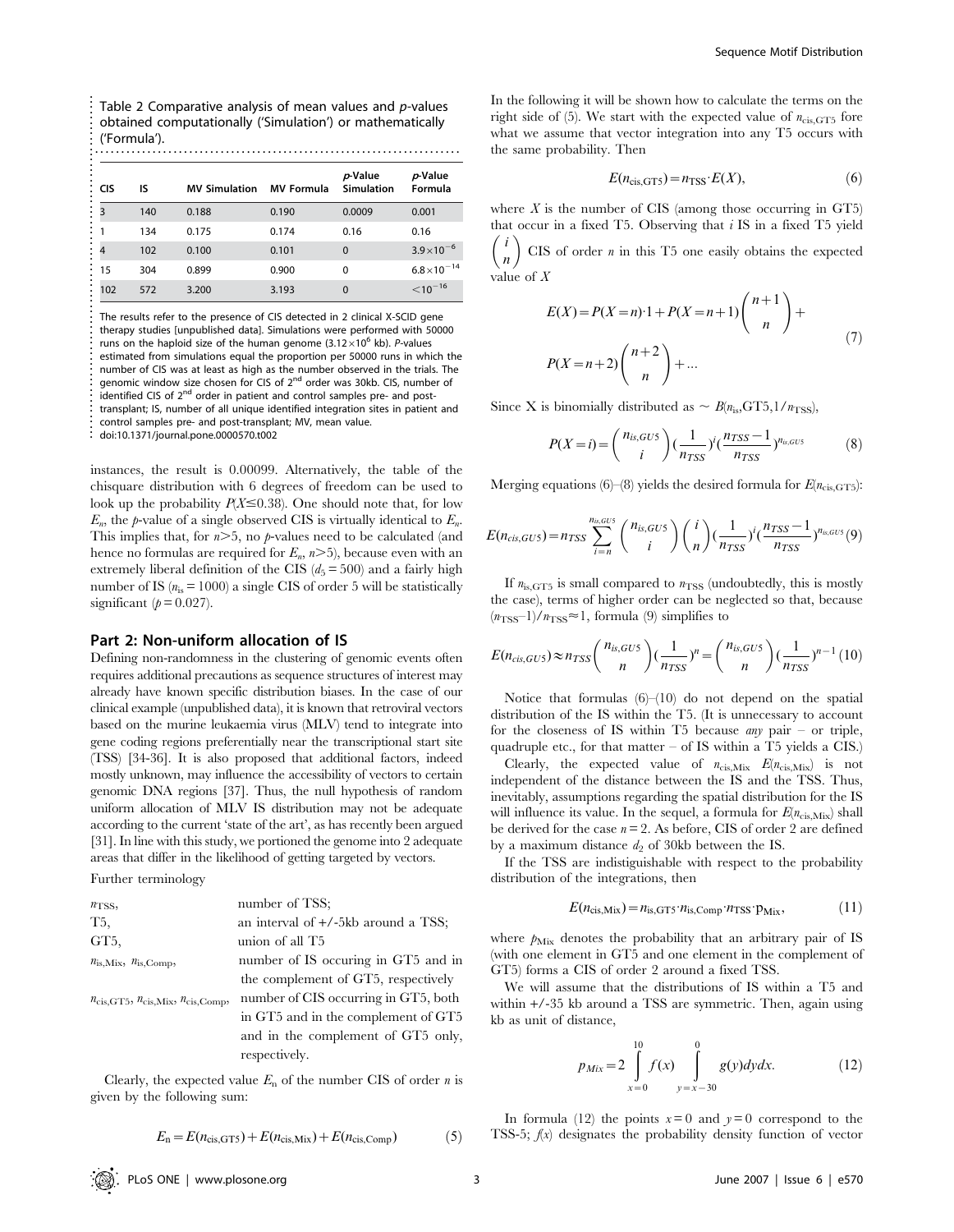Table 2 Comparative analysis of mean values and *p*-values obtained computationally ('Simulation') or mathematically ('Formula').

| CIS | IS | MV Simulation | MV Formula | *p*-Value Simulation | *p*-Value Formula |
|---|---|---|---|---|---|
| 3 | 140 | 0.188 | 0.190 | 0.0009 | 0.001 |
| 1 | 134 | 0.175 | 0.174 | 0.16 | 0.16 |
| 4 | 102 | 0.100 | 0.101 | 0 | $3.9\times10^{-6}$ |
| 15 | 304 | 0.899 | 0.900 | 0 | $6.8\times10^{-14}$ |
| 102 | 572 | 3.200 | 3.193 | 0 | $<10^{-16}$ |

The results refer to the presence of CIS detected in 2 clinical X-SCID gene therapy studies [unpublished data]. Simulations were performed with 50000 runs on the haploid size of the human genome ($3.12\times10^6$ kb). P-values estimated from simulations equal the proportion per 50000 runs in which the number of CIS was at least as high as the number observed in the trials. The genomic window size chosen for CIS of 2[nd] order was 30kb. CIS, number of identified CIS of 2[nd] order in patient and control samples pre- and post-transplant; IS, number of all unique identified integration sites in patient and control samples pre- and post-transplant; MV, mean value.

doi:10.1371/journal.pone.0000570.t002

instances, the result is 0.00099. Alternatively, the table of the chisquare distribution with 6 degrees of freedom can be used to look up the probability $P(X\leq0.38)$. One should note that, for low $E_n$, the *p*-value of a single observed CIS is virtually identical to $E_n$. This implies that, for $n>5$, no *p*-values need to be calculated (and hence no formulas are required for $E_n$, $n>5$), because even with an extremely liberal definition of the CIS ($d_5=500$) and a fairly high number of IS ($n_{is}=1000$) a single CIS of order 5 will be statistically significant ($p=0.027$).

## Part 2: Non-uniform allocation of IS

Defining non-randomness in the clustering of genomic events often requires additional precautions as sequence structures of interest may already have known specific distribution biases. In the case of our clinical example (unpublished data), it is known that retroviral vectors based on the murine leukaemia virus (MLV) tend to integrate into gene coding regions preferentially near the transcriptional start site (TSS) [34-36]. It is also proposed that additional factors, indeed mostly unknown, may influence the accessibility of vectors to certain genomic DNA regions [37]. Thus, the null hypothesis of random uniform allocation of MLV IS distribution may not be adequate according to the current 'state of the art', as has recently been argued [31]. In line with this study, we portioned the genome into 2 adequate areas that differ in the likelihood of getting targeted by vectors.

Further terminology

- $n_{TSS}$, number of TSS;
- T5, an interval of +/-5kb around a TSS;
- GT5, union of all T5
- $n_{is,Mix}$, $n_{is,Comp}$, number of IS occuring in GT5 and in the complement of GT5, respectively
- $n_{cis,GT5}$, $n_{cis,Mix}$, $n_{cis,Comp}$, number of CIS occurring in GT5, both in GT5 and in the complement of GT5 and in the complement of GT5 only, respectively.

Clearly, the expected value $E_n$ of the number CIS of order *n* is given by the following sum:

$$E_n = E(n_{cis,GT5}) + E(n_{cis,Mix}) + E(n_{cis,Comp}) \quad (5)$$

In the following it will be shown how to calculate the terms on the right side of (5). We start with the expected value of $n_{cis,GT5}$ fore what we assume that vector integration into any T5 occurs with the same probability. Then

$$E(n_{cis,GT5}) = n_{TSS}\cdot E(X), \quad (6)$$

where $X$ is the number of CIS (among those occurring in GT5) that occur in a fixed T5. Observing that $i$ IS in a fixed T5 yield $\binom{i}{n}$ CIS of order $n$ in this T5 one easily obtains the expected value of $X$

$$E(X) = P(X=n)\cdot 1 + P(X=n+1)\binom{n+1}{n} + P(X=n+2)\binom{n+2}{n} + \ldots \quad (7)$$

Since X is binomially distributed as $\sim B(n_{is},\mathrm{GT5},1/n_{TSS})$,

$$P(X=i) = \binom{n_{is,GU5}}{i}\left(\frac{1}{n_{TSS}}\right)^i\left(\frac{n_{TSS}-1}{n_{TSS}}\right)^{n_{is,GU5}} \quad (8)$$

Merging equations (6)–(8) yields the desired formula for $E(n_{cis,GT5})$:

$$E(n_{cis,GU5}) = n_{TSS}\sum_{i=n}^{n_{is,GU5}}\binom{n_{is,GU5}}{i}\binom{i}{n}\left(\frac{1}{n_{TSS}}\right)^i\left(\frac{n_{TSS}-1}{n_{TSS}}\right)^{n_{is,GU5}} \quad (9)$$

If $n_{is,GT5}$ is small compared to $n_{TSS}$ (undoubtedly, this is mostly the case), terms of higher order can be neglected so that, because $(n_{TSS}-1)/n_{TSS}\approx1$, formula (9) simplifies to

$$E(n_{cis,GU5}) \approx n_{TSS}\binom{n_{is,GU5}}{n}\left(\frac{1}{n_{TSS}}\right)^n = \binom{n_{is,GU5}}{n}\left(\frac{1}{n_{TSS}}\right)^{n-1} \quad (10)$$

Notice that formulas (6)–(10) do not depend on the spatial distribution of the IS within the T5. (It is unnecessary to account for the closeness of IS within T5 because *any* pair – or triple, quadruple etc., for that matter – of IS within a T5 yields a CIS.)

Clearly, the expected value of $n_{cis,Mix}$ $E(n_{cis,Mix})$ is not independent of the distance between the IS and the TSS. Thus, inevitably, assumptions regarding the spatial distribution for the IS will influence its value. In the sequel, a formula for $E(n_{cis,Mix})$ shall be derived for the case $n=2$. As before, CIS of order 2 are defined by a maximum distance $d_2$ of 30kb between the IS.

If the TSS are indistiguishable with respect to the probability distribution of the integrations, then

$$E(n_{cis,Mix}) = n_{is,GT5}\cdot n_{is,Comp}\cdot n_{TSS}\cdot p_{Mix}, \quad (11)$$

where $p_{Mix}$ denotes the probability that an arbitrary pair of IS (with one element in GT5 and one element in the complement of GT5) forms a CIS of order 2 around a fixed TSS.

We will assume that the distributions of IS within a T5 and within +/-35 kb around a TSS are symmetric. Then, again using kb as unit of distance,

$$p_{Mix} = 2\int_{x=0}^{10} f(x)\int_{y=x-30}^{0} g(y)\,dy\,dx. \quad (12)$$

In formula (12) the points $x=0$ and $y=0$ correspond to the TSS-5; $f(x)$ designates the probability density function of vector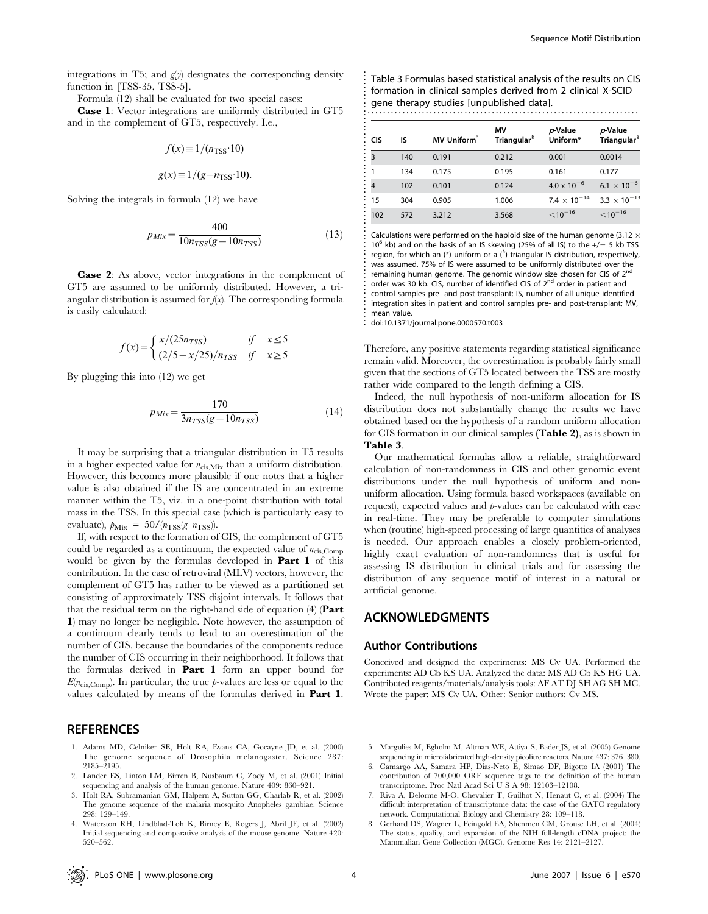integrations in T5; and $g(y)$ designates the corresponding density function in [TSS-35, TSS-5].

Formula (12) shall be evaluated for two special cases:

**Case 1**: Vector integrations are uniformly distributed in GT5 and in the complement of GT5, respectively. I.e.,

$$f(x) \equiv 1/(n_{\mathrm{TSS}} \cdot 10)$$

$$g(x) \equiv 1/(g - n_{\mathrm{TSS}} \cdot 10).$$

Solving the integrals in formula (12) we have

$$p_{Mix} = \frac{400}{10 n_{TSS}(g - 10 n_{TSS})} \tag{13}$$

**Case 2**: As above, vector integrations in the complement of GT5 are assumed to be uniformly distributed. However, a triangular distribution is assumed for $f(x)$. The corresponding formula is easily calculated:

$$f(x) = \begin{cases} x/(25 n_{TSS}) & \text{if} \quad x \leq 5 \\ (2/5 - x/25)/n_{TSS} & \text{if} \quad x \geq 5 \end{cases}$$

By plugging this into (12) we get

$$p_{Mix} = \frac{170}{3 n_{TSS}(g - 10 n_{TSS})} \tag{14}$$

It may be surprising that a triangular distribution in T5 results in a higher expected value for $n_{\mathrm{cis,Mix}}$ than a uniform distribution. However, this becomes more plausible if one notes that a higher value is also obtained if the IS are concentrated in an extreme manner within the T5, viz. in a one-point distribution with total mass in the TSS. In this special case (which is particularly easy to evaluate), $p_{\mathrm{Mix}} = 50/(n_{\mathrm{TSS}}(g - n_{\mathrm{TSS}}))$.

If, with respect to the formation of CIS, the complement of GT5 could be regarded as a continuum, the expected value of $n_{\mathrm{cis,Comp}}$ would be given by the formulas developed in **Part 1** of this contribution. In the case of retroviral (MLV) vectors, however, the complement of GT5 has rather to be viewed as a partitioned set consisting of approximately TSS disjoint intervals. It follows that that the residual term on the right-hand side of equation (4) (**Part 1**) may no longer be negligible. Note however, the assumption of a continuum clearly tends to lead to an overestimation of the number of CIS, because the boundaries of the components reduce the number of CIS occurring in their neighborhood. It follows that the formulas derived in **Part 1** form an upper bound for $E(n_{\mathrm{cis,Comp}})$. In particular, the true $p$-values are less or equal to the values calculated by means of the formulas derived in **Part 1**.

Table 3 Formulas based statistical analysis of the results on CIS formation in clinical samples derived from 2 clinical X-SCID gene therapy studies [unpublished data].

| CIS | IS | MV Uniform* | MV Triangular$ | p-Value Uniform* | p-Value Triangular$ |
|---|---|---|---|---|---|
| 3 | 140 | 0.191 | 0.212 | 0.001 | 0.0014 |
| 1 | 134 | 0.175 | 0.195 | 0.161 | 0.177 |
| 4 | 102 | 0.101 | 0.124 | $4.0 \times 10^{-6}$ | $6.1 \times 10^{-6}$ |
| 15 | 304 | 0.905 | 1.006 | $7.4 \times 10^{-14}$ | $3.3 \times 10^{-13}$ |
| 102 | 572 | 3.212 | 3.568 | $<10^{-16}$ | $<10^{-16}$ |

Calculations were performed on the haploid size of the human genome ($3.12 \times 10^6$ kb) and on the basis of an IS skewing (25% of all IS) to the +/− 5 kb TSS region, for which an (*) uniform or a ($) triangular IS distribution, respectively, was assumed. 75% of IS were assumed to be uniformly distributed over the remaining human genome. The genomic window size chosen for CIS of 2nd order was 30 kb. CIS, number of identified CIS of 2nd order in patient and control samples pre- and post-transplant; IS, number of all unique identified integration sites in patient and control samples pre- and post-transplant; MV, mean value.

doi:10.1371/journal.pone.0000570.t003

Therefore, any positive statements regarding statistical significance remain valid. Moreover, the overestimation is probably fairly small given that the sections of GT5 located between the TSS are mostly rather wide compared to the length defining a CIS.

Indeed, the null hypothesis of non-uniform allocation for IS distribution does not substantially change the results we have obtained based on the hypothesis of a random uniform allocation for CIS formation in our clinical samples (**Table 2**), as is shown in **Table 3**.

Our mathematical formulas allow a reliable, straightforward calculation of non-randomness in CIS and other genomic event distributions under the null hypothesis of uniform and non-uniform allocation. Using formula based workspaces (available on request), expected values and $p$-values can be calculated with ease in real-time. They may be preferable to computer simulations when (routine) high-speed processing of large quantities of analyses is needed. Our approach enables a closely problem-oriented, highly exact evaluation of non-randomness that is useful for assessing IS distribution in clinical trials and for assessing the distribution of any sequence motif of interest in a natural or artificial genome.

## ACKNOWLEDGMENTS

### Author Contributions

Conceived and designed the experiments: MS Cv UA. Performed the experiments: AD Cb KS UA. Analyzed the data: MS AD Cb KS HG UA. Contributed reagents/materials/analysis tools: AF AT DJ SH AG SH MC. Wrote the paper: MS Cv UA. Other: Senior authors: Cv MS.

## REFERENCES

1. Adams MD, Celniker SE, Holt RA, Evans CA, Gocayne JD, et al. (2000) The genome sequence of Drosophila melanogaster. Science 287: 2185–2195.
2. Lander ES, Linton LM, Birren B, Nusbaum C, Zody M, et al. (2001) Initial sequencing and analysis of the human genome. Nature 409: 860–921.
3. Holt RA, Subramanian GM, Halpern A, Sutton GG, Charlab R, et al. (2002) The genome sequence of the malaria mosquito Anopheles gambiae. Science 298: 129–149.
4. Waterston RH, Lindblad-Toh K, Birney E, Rogers J, Abril JF, et al. (2002) Initial sequencing and comparative analysis of the mouse genome. Nature 420: 520–562.
5. Margulies M, Egholm M, Altman WE, Attiya S, Bader JS, et al. (2005) Genome sequencing in microfabricated high-density picolitre reactors. Nature 437: 376–380.
6. Camargo AA, Samara HP, Dias-Neto E, Simao DF, Bigotto IA (2001) The contribution of 700,000 ORF sequence tags to the definition of the human transcriptome. Proc Natl Acad Sci U S A 98: 12103–12108.
7. Riva A, Delorme M-O, Chevalier T, Guilhot N, Henaut C, et al. (2004) The difficult interpretation of transcriptome data: the case of the GATC regulatory network. Computational Biology and Chemistry 28: 109–118.
8. Gerhard DS, Wagner L, Feingold EA, Shenmen CM, Grouse LH, et al. (2004) The status, quality, and expansion of the NIH full-length cDNA project: the Mammalian Gene Collection (MGC). Genome Res 14: 2121–2127.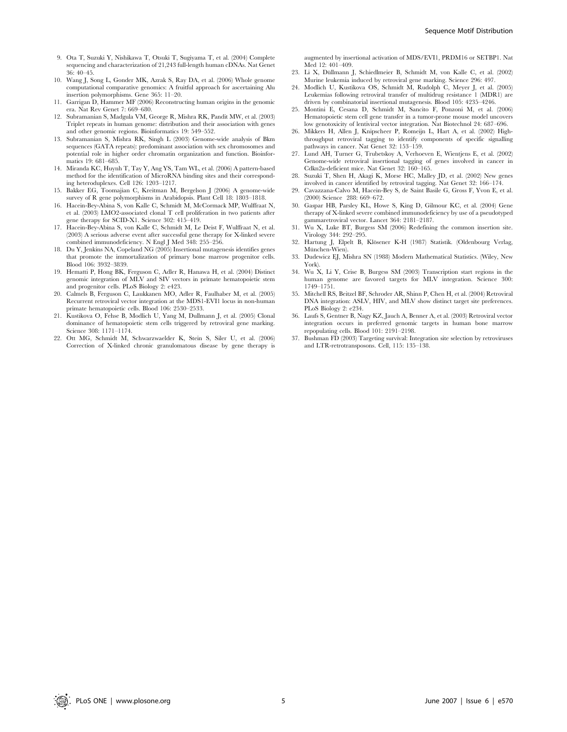9. Ota T, Suzuki Y, Nishikawa T, Otsuki T, Sugiyama T, et al. (2004) Complete sequencing and characterization of 21,243 full-length human cDNAs. Nat Genet 36: 40–45.
10. Wang J, Song L, Gonder MK, Azrak S, Ray DA, et al. (2006) Whole genome computational comparative genomics: A fruitful approach for ascertaining Alu insertion polymorphisms. Gene 365: 11–20.
11. Garrigan D, Hammer MF (2006) Reconstructing human origins in the genomic era. Nat Rev Genet 7: 669–680.
12. Subramanian S, Madgula VM, George R, Mishra RK, Pandit MW, et al. (2003) Triplet repeats in human genome: distribution and their association with genes and other genomic regions. Bioinformatics 19: 549–552.
13. Subramanian S, Mishra RK, Singh L (2003) Genome-wide analysis of Bkm sequences (GATA repeats): predominant association with sex chromosomes and potential role in higher order chromatin organization and function. Bioinformatics 19: 681–685.
14. Miranda KC, Huynh T, Tay Y, Ang YS, Tam WL, et al. (2006) A pattern-based method for the identification of MicroRNA binding sites and their corresponding heteroduplexes. Cell 126: 1203–1217.
15. Bakker EG, Toomajian C, Kreitman M, Bergelson J (2006) A genome-wide survey of R gene polymorphisms in Arabidopsis. Plant Cell 18: 1803–1818.
16. Hacein-Bey-Abina S, von Kalle C, Schmidt M, McCormack MP, Wulffraat N, et al. (2003) LMO2-associated clonal T cell proliferation in two patients after gene therapy for SCID-X1. Science 302: 415–419.
17. Hacein-Bey-Abina S, von Kalle C, Schmidt M, Le Deist F, Wulffraat N, et al. (2003) A serious adverse event after successful gene therapy for X-linked severe combined immunodeficiency. N Engl J Med 348: 255–256.
18. Du Y, Jenkins NA, Copeland NG (2005) Insertional mutagenesis identifies genes that promote the immortalization of primary bone marrow progenitor cells. Blood 106: 3932–3839.
19. Hematti P, Hong BK, Ferguson C, Adler R, Hanawa H, et al. (2004) Distinct genomic integration of MLV and SIV vectors in primate hematopoietic stem and progenitor cells. PLoS Biology 2: e423.
20. Calmels B, Ferguson C, Laukkanen MO, Adler R, Faulhaber M, et al. (2005) Recurrent retroviral vector integration at the MDS1-EVI1 locus in non-human primate hematopoietic cells. Blood 106: 2530–2533.
21. Kustikova O, Fehse B, Modlich U, Yang M, Dullmann J, et al. (2005) Clonal dominance of hematopoietic stem cells triggered by retroviral gene marking. Science 308: 1171–1174.
22. Ott MG, Schmidt M, Schwarzwaelder K, Stein S, Siler U, et al. (2006) Correction of X-linked chronic granulomatous disease by gene therapy is augmented by insertional activation of MDS/EVI1, PRDM16 or SETBP1. Nat Med 12: 401–409.
23. Li X, Düllmann J, Schiedlmeier B, Schmidt M, von Kalle C, et al. (2002) Murine leukemia induced by retroviral gene marking. Science 296: 497.
24. Modlich U, Kustikova OS, Schmidt M, Rudolph C, Meyer J, et al. (2005) Leukemias following retroviral transfer of multidrug resistance 1 (MDR1) are driven by combinatorial insertional mutagenesis. Blood 105: 4235–4246.
25. Montini E, Cesana D, Schmidt M, Sancito F, Ponzoni M, et al. (2006) Hematopoietic stem cell gene transfer in a tumor-prone mouse model uncovers low genotoxicity of lentiviral vector integration. Nat Biotechnol 24: 687–696.
26. Mikkers H, Allen J, Knipscheer P, Romeijn L, Hart A, et al. (2002) High-throughput retroviral tagging to identify components of specific signalling pathways in cancer. Nat Genet 32: 153–159.
27. Lund AH, Turner G, Trubetskoy A, Verhoeven E, Wientjens E, et al. (2002) Genome-wide retroviral insertional tagging of genes involved in cancer in Cdkn2a-deficient mice. Nat Genet 32: 160–165.
28. Suzuki T, Shen H, Akagi K, Morse HC, Malley JD, et al. (2002) New genes involved in cancer identified by retroviral tagging. Nat Genet 32: 166–174.
29. Cavazzana-Calvo M, Hacein-Bey S, de Saint Basile G, Gross F, Yvon E, et al. (2000) Science 288: 669–672.
30. Gaspar HB, Parsley KL, Howe S, King D, Gilmour KC, et al. (2004) Gene therapy of X-linked severe combined immunodeficiency by use of a pseudotyped gammaretroviral vector. Lancet 364: 2181–2187.
31. Wu X, Luke BT, Burgess SM (2006) Redefining the common insertion site. Virology 344: 292–295.
32. Hartung J, Elpelt B, Klösener K-H (1987) Statistik. (Oldenbourg Verlag, München-Wien).
33. Dudewicz EJ, Mishra SN (1988) Modern Mathematical Statistics. (Wiley, New York).
34. Wu X, Li Y, Crise B, Burgess SM (2003) Transcription start regions in the human genome are favored targets for MLV integration. Science 300: 1749–1751.
35. Mitchell RS, Beitzel BF, Schroder AR, Shinn P, Chen H, et al. (2004) Retroviral DNA integration: ASLV, HIV, and MLV show distinct target site preferences. PLoS Biology 2: e234.
36. Laufs S, Gentner B, Nagy KZ, Jauch A, Benner A, et al. (2003) Retroviral vector integration occurs in preferred genomic targets in human bone marrow repopulating cells. Blood 101: 2191–2198.
37. Bushman FD (2003) Targeting survival: Integration site selection by retroviruses and LTR-retrotransposons. Cell, 115: 135–138.